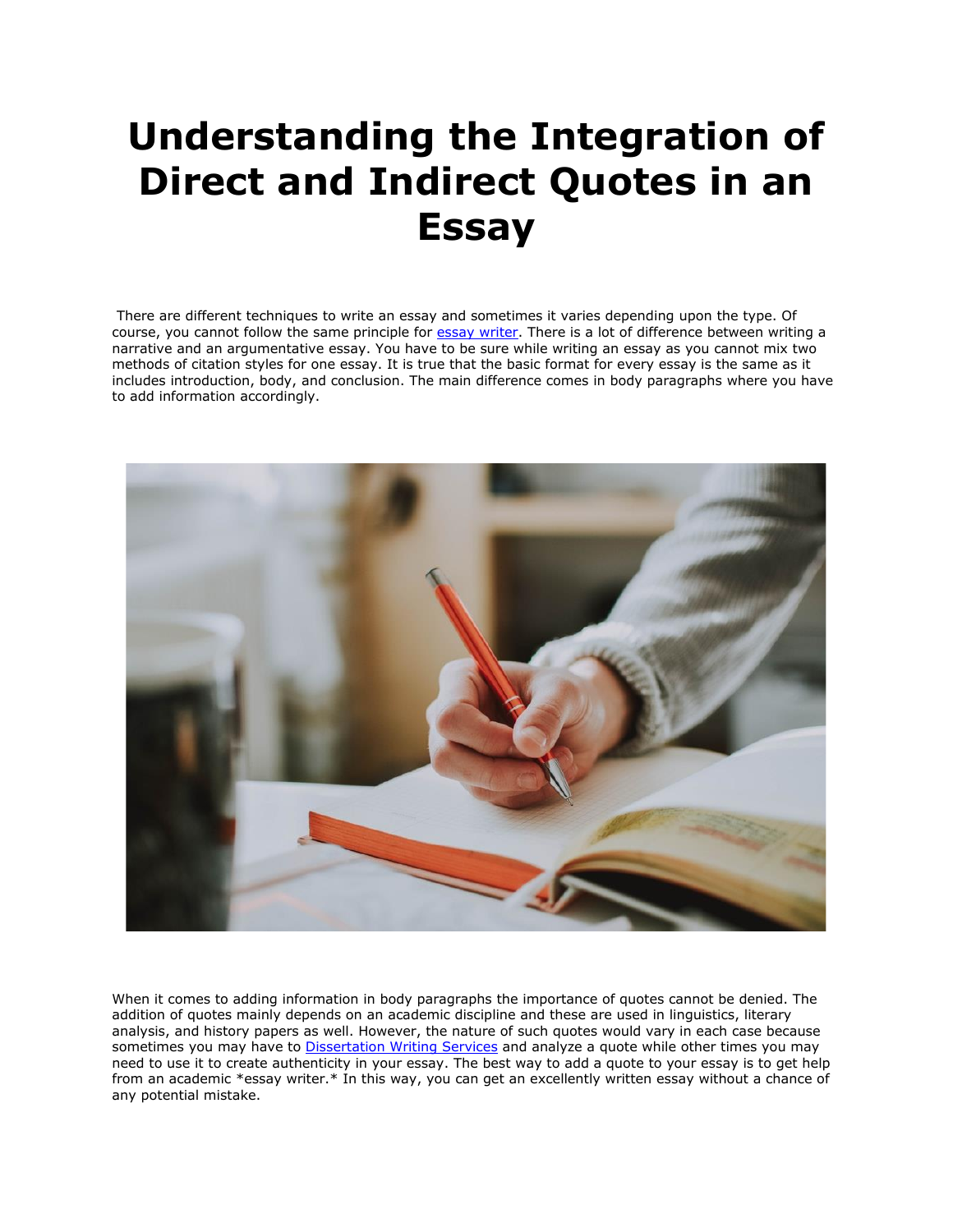# Understanding the Integration of Direct and Indirect Quotes in an Essay

There are different techniques to write an essay and sometimes it varies depending upon the type. Of course, you cannot follow the same principle for [essay writer](). There is a lot of difference between writing a narrative and an argumentative essay. You have to be sure while writing an essay as you cannot mix two methods of citation styles for one essay. It is true that the basic format for every essay is the same as it includes introduction, body, and conclusion. The main difference comes in body paragraphs where you have to add information accordingly.

When it comes to adding information in body paragraphs the importance of quotes cannot be denied. The addition of quotes mainly depends on an academic discipline and these are used in linguistics, literary analysis, and history papers as well. However, the nature of such quotes would vary in each case because sometimes you may have to [Dissertation Writing Services]() and analyze a quote while other times you may need to use it to create authenticity in your essay. The best way to add a quote to your essay is to get help from an academic *essay writer.* In this way, you can get an excellently written essay without a chance of any potential mistake.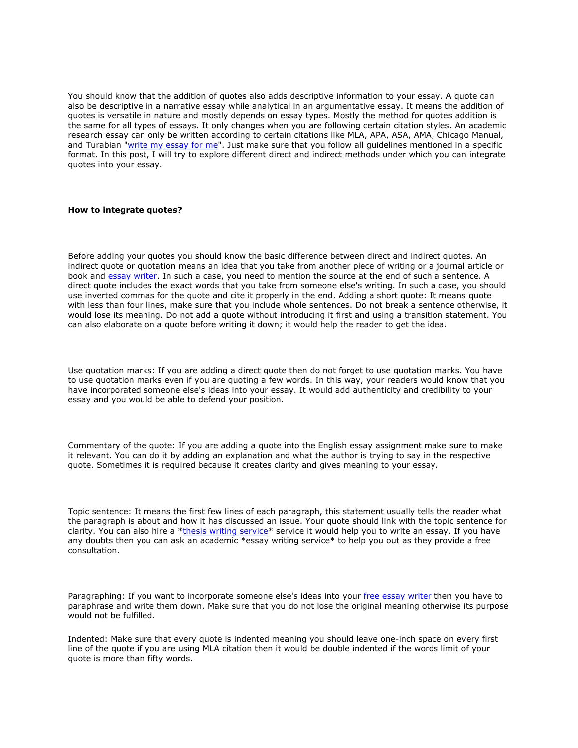You should know that the addition of quotes also adds descriptive information to your essay. A quote can also be descriptive in a narrative essay while analytical in an argumentative essay. It means the addition of quotes is versatile in nature and mostly depends on essay types. Mostly the method for quotes addition is the same for all types of essays. It only changes when you are following certain citation styles. An academic research essay can only be written according to certain citations like MLA, APA, ASA, AMA, Chicago Manual, and Turabian "write my essay for me". Just make sure that you follow all guidelines mentioned in a specific format. In this post, I will try to explore different direct and indirect methods under which you can integrate quotes into your essay.

**How to integrate quotes?**

Before adding your quotes you should know the basic difference between direct and indirect quotes. An indirect quote or quotation means an idea that you take from another piece of writing or a journal article or book and essay writer. In such a case, you need to mention the source at the end of such a sentence. A direct quote includes the exact words that you take from someone else's writing. In such a case, you should use inverted commas for the quote and cite it properly in the end. Adding a short quote: It means quote with less than four lines, make sure that you include whole sentences. Do not break a sentence otherwise, it would lose its meaning. Do not add a quote without introducing it first and using a transition statement. You can also elaborate on a quote before writing it down; it would help the reader to get the idea.

Use quotation marks: If you are adding a direct quote then do not forget to use quotation marks. You have to use quotation marks even if you are quoting a few words. In this way, your readers would know that you have incorporated someone else's ideas into your essay. It would add authenticity and credibility to your essay and you would be able to defend your position.

Commentary of the quote: If you are adding a quote into the English essay assignment make sure to make it relevant. You can do it by adding an explanation and what the author is trying to say in the respective quote. Sometimes it is required because it creates clarity and gives meaning to your essay.

Topic sentence: It means the first few lines of each paragraph, this statement usually tells the reader what the paragraph is about and how it has discussed an issue. Your quote should link with the topic sentence for clarity. You can also hire a *thesis writing service* service it would help you to write an essay. If you have any doubts then you can ask an academic *essay writing service* to help you out as they provide a free consultation.

Paragraphing: If you want to incorporate someone else's ideas into your free essay writer then you have to paraphrase and write them down. Make sure that you do not lose the original meaning otherwise its purpose would not be fulfilled.

Indented: Make sure that every quote is indented meaning you should leave one-inch space on every first line of the quote if you are using MLA citation then it would be double indented if the words limit of your quote is more than fifty words.